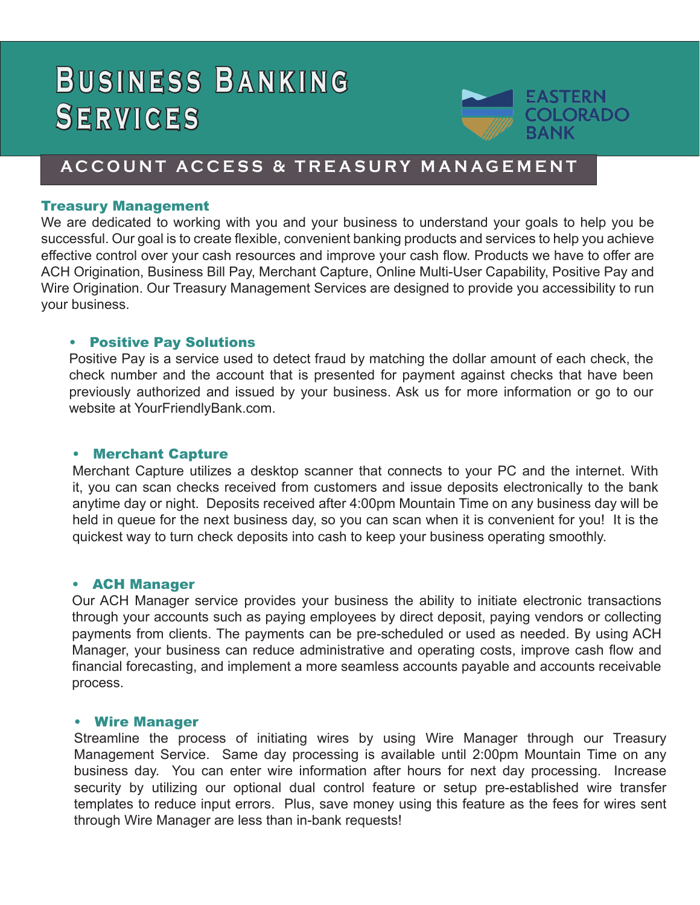# Business Banking Services

EASTERN COLORADO BANK

## ACCOUNT ACCESS & TREASURY MANAGEMENT

### Treasury Management

We are dedicated to working with you and your business to understand your goals to help you be successful. Our goal is to create flexible, convenient banking products and services to help you achieve effective control over your cash resources and improve your cash flow. Products we have to offer are ACH Origination, Business Bill Pay, Merchant Capture, Online Multi-User Capability, Positive Pay and Wire Origination. Our Treasury Management Services are designed to provide you accessibility to run your business.

- **Positive Pay Solutions**

  Positive Pay is a service used to detect fraud by matching the dollar amount of each check, the check number and the account that is presented for payment against checks that have been previously authorized and issued by your business. Ask us for more information or go to our website at YourFriendlyBank.com.

- **Merchant Capture**

  Merchant Capture utilizes a desktop scanner that connects to your PC and the internet. With it, you can scan checks received from customers and issue deposits electronically to the bank anytime day or night. Deposits received after 4:00pm Mountain Time on any business day will be held in queue for the next business day, so you can scan when it is convenient for you! It is the quickest way to turn check deposits into cash to keep your business operating smoothly.

- **ACH Manager**

  Our ACH Manager service provides your business the ability to initiate electronic transactions through your accounts such as paying employees by direct deposit, paying vendors or collecting payments from clients. The payments can be pre-scheduled or used as needed. By using ACH Manager, your business can reduce administrative and operating costs, improve cash flow and financial forecasting, and implement a more seamless accounts payable and accounts receivable process.

- **Wire Manager**

  Streamline the process of initiating wires by using Wire Manager through our Treasury Management Service. Same day processing is available until 2:00pm Mountain Time on any business day. You can enter wire information after hours for next day processing. Increase security by utilizing our optional dual control feature or setup pre-established wire transfer templates to reduce input errors. Plus, save money using this feature as the fees for wires sent through Wire Manager are less than in-bank requests!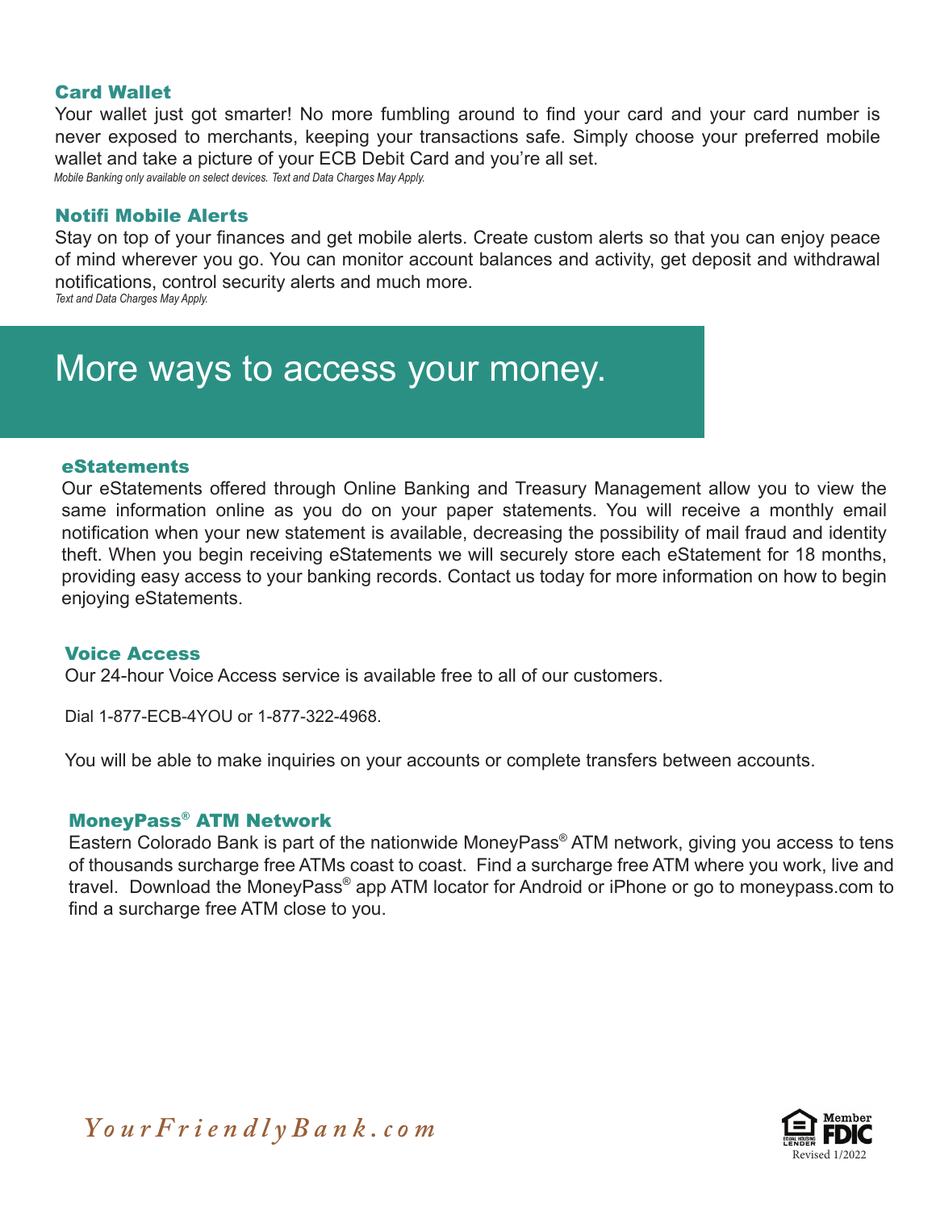## Card Wallet

Your wallet just got smarter! No more fumbling around to find your card and your card number is never exposed to merchants, keeping your transactions safe. Simply choose your preferred mobile wallet and take a picture of your ECB Debit Card and you're all set.

*Mobile Banking only available on select devices. Text and Data Charges May Apply.*

## Notifi Mobile Alerts

Stay on top of your finances and get mobile alerts. Create custom alerts so that you can enjoy peace of mind wherever you go. You can monitor account balances and activity, get deposit and withdrawal notifications, control security alerts and much more.

*Text and Data Charges May Apply.*

# More ways to access your money.

## eStatements

Our eStatements offered through Online Banking and Treasury Management allow you to view the same information online as you do on your paper statements. You will receive a monthly email notification when your new statement is available, decreasing the possibility of mail fraud and identity theft. When you begin receiving eStatements we will securely store each eStatement for 18 months, providing easy access to your banking records. Contact us today for more information on how to begin enjoying eStatements.

## Voice Access

Our 24-hour Voice Access service is available free to all of our customers.

Dial 1-877-ECB-4YOU or 1-877-322-4968.

You will be able to make inquiries on your accounts or complete transfers between accounts.

## MoneyPass® ATM Network

Eastern Colorado Bank is part of the nationwide MoneyPass® ATM network, giving you access to tens of thousands surcharge free ATMs coast to coast. Find a surcharge free ATM where you work, live and travel. Download the MoneyPass® app ATM locator for Android or iPhone or go to moneypass.com to find a surcharge free ATM close to you.

*YourFriendlyBank.com*

Equal Housing Lender — Member FDIC

Revised 1/2022